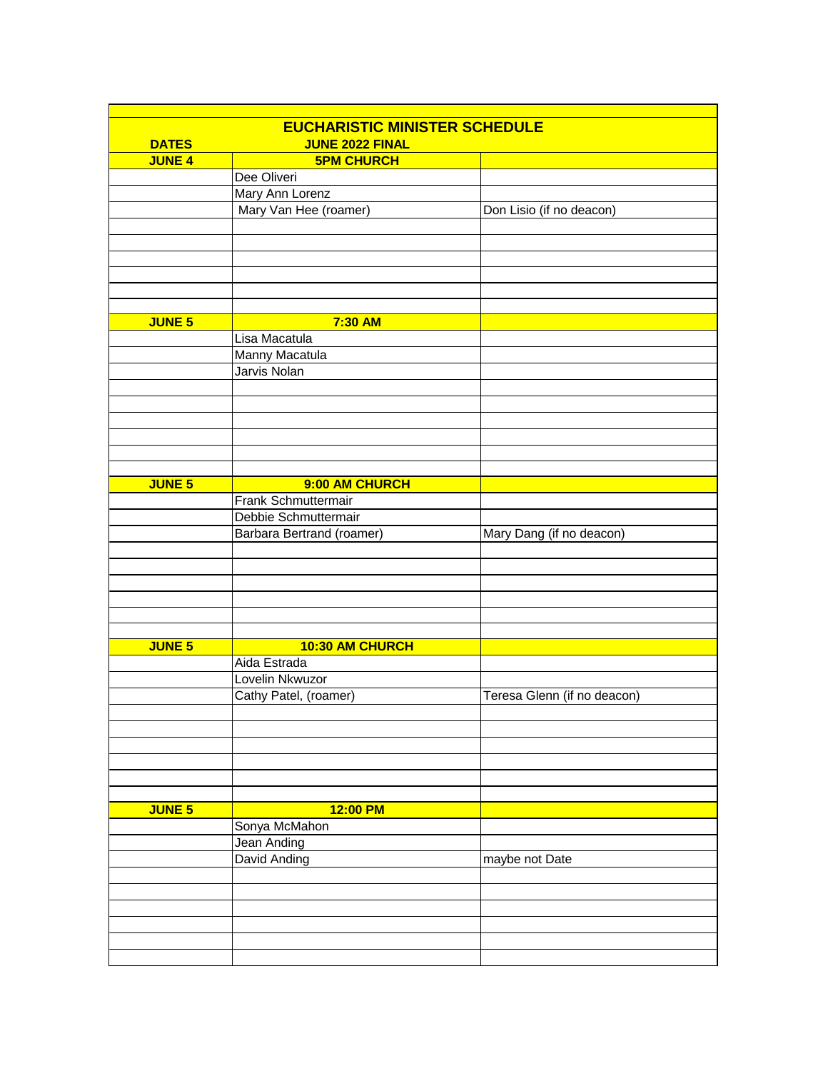# EUCHARISTIC MINISTER SCHEDULE

| DATES | JUNE 2022 FINAL | |
|---|---|---|
| **JUNE 4** | **5PM CHURCH** | |
| | Dee Oliveri | |
| | Mary Ann Lorenz | |
| | Mary Van Hee (roamer) | Don Lisio (if no deacon) |
| | | |
| | | |
| | | |
| | | |
| | | |
| | | |
| **JUNE 5** | **7:30 AM** | |
| | Lisa Macatula | |
| | Manny Macatula | |
| | Jarvis Nolan | |
| | | |
| | | |
| | | |
| | | |
| | | |
| | | |
| **JUNE 5** | **9:00 AM CHURCH** | |
| | Frank Schmuttermair | |
| | Debbie Schmuttermair | |
| | Barbara Bertrand (roamer) | Mary Dang (if no deacon) |
| | | |
| | | |
| | | |
| | | |
| | | |
| | | |
| **JUNE 5** | **10:30 AM CHURCH** | |
| | Aida Estrada | |
| | Lovelin Nkwuzor | |
| | Cathy Patel, (roamer) | Teresa Glenn (if no deacon) |
| | | |
| | | |
| | | |
| | | |
| | | |
| | | |
| **JUNE 5** | **12:00 PM** | |
| | Sonya McMahon | |
| | Jean Anding | |
| | David Anding | maybe not Date |
| | | |
| | | |
| | | |
| | | |
| | | |
| | | |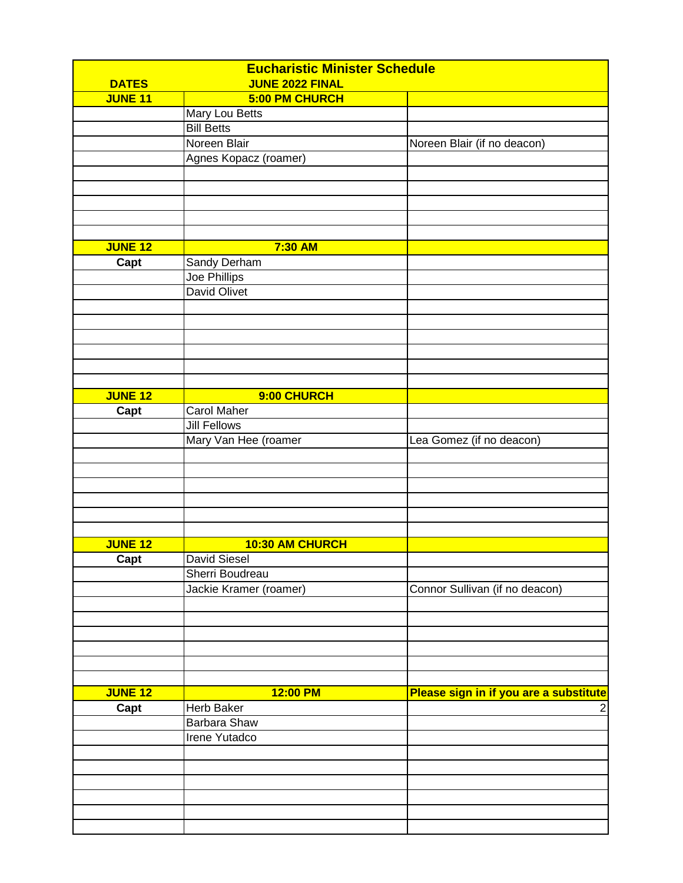| Eucharistic Minister Schedule | | |
|---|---|---|
| **DATES** | **JUNE 2022 FINAL** | |
| **JUNE 11** | **5:00 PM CHURCH** | |
| | Mary Lou Betts | |
| | Bill Betts | |
| | Noreen Blair | Noreen Blair (if no deacon) |
| | Agnes Kopacz (roamer) | |
| | | |
| | | |
| | | |
| | | |
| | | |
| **JUNE 12** | **7:30 AM** | |
| **Capt** | Sandy Derham | |
| | Joe Phillips | |
| | David Olivet | |
| | | |
| | | |
| | | |
| | | |
| | | |
| | | |
| **JUNE 12** | **9:00 CHURCH** | |
| **Capt** | Carol Maher | |
| | Jill Fellows | |
| | Mary Van Hee (roamer | Lea Gomez (if no deacon) |
| | | |
| | | |
| | | |
| | | |
| | | |
| | | |
| **JUNE 12** | **10:30 AM CHURCH** | |
| **Capt** | David Siesel | |
| | Sherri Boudreau | |
| | Jackie Kramer (roamer) | Connor Sullivan (if no deacon) |
| | | |
| | | |
| | | |
| | | |
| | | |
| | | |
| **JUNE 12** | **12:00 PM** | **Please sign in if you are a substitute** |
| **Capt** | Herb Baker | 2 |
| | Barbara Shaw | |
| | Irene Yutadco | |
| | | |
| | | |
| | | |
| | | |
| | | |
| | | |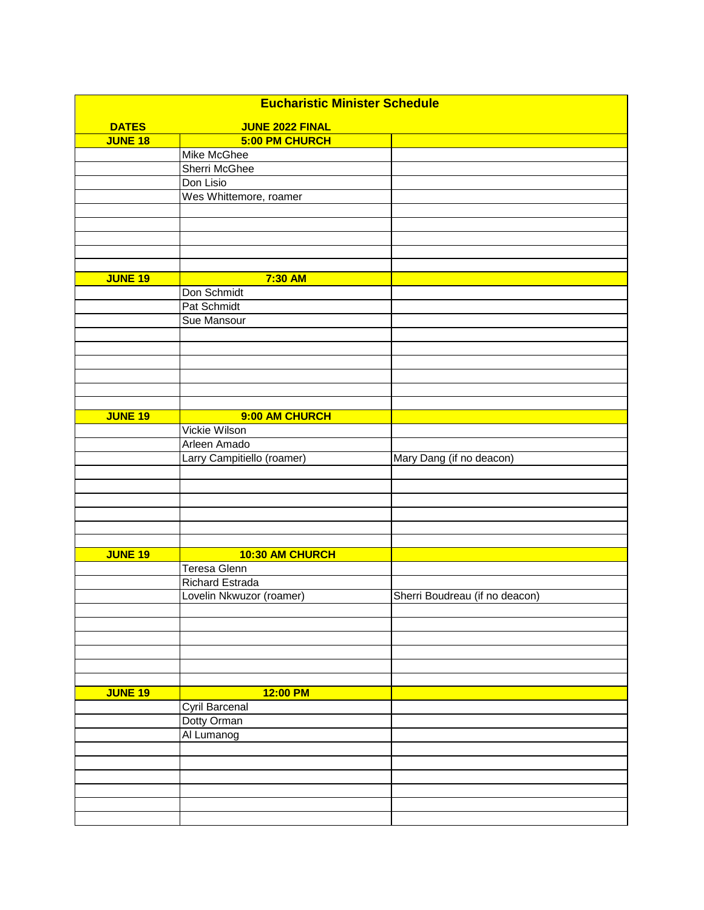| Eucharistic Minister Schedule | | |
|---|---|---|
| **DATES** | **JUNE 2022 FINAL** | |
| **JUNE 18** | **5:00 PM CHURCH** | |
| | Mike McGhee | |
| | Sherri McGhee | |
| | Don Lisio | |
| | Wes Whittemore, roamer | |
| | | |
| | | |
| | | |
| | | |
| | | |
| **JUNE 19** | **7:30 AM** | |
| | Don Schmidt | |
| | Pat Schmidt | |
| | Sue Mansour | |
| | | |
| | | |
| | | |
| | | |
| | | |
| | | |
| **JUNE 19** | **9:00 AM CHURCH** | |
| | Vickie Wilson | |
| | Arleen Amado | |
| | Larry Campitiello (roamer) | Mary Dang (if no deacon) |
| | | |
| | | |
| | | |
| | | |
| | | |
| | | |
| **JUNE 19** | **10:30 AM CHURCH** | |
| | Teresa Glenn | |
| | Richard Estrada | |
| | Lovelin Nkwuzor (roamer) | Sherri Boudreau (if no deacon) |
| | | |
| | | |
| | | |
| | | |
| | | |
| | | |
| **JUNE 19** | **12:00 PM** | |
| | Cyril Barcenal | |
| | Dotty Orman | |
| | Al Lumanog | |
| | | |
| | | |
| | | |
| | | |
| | | |
| | | |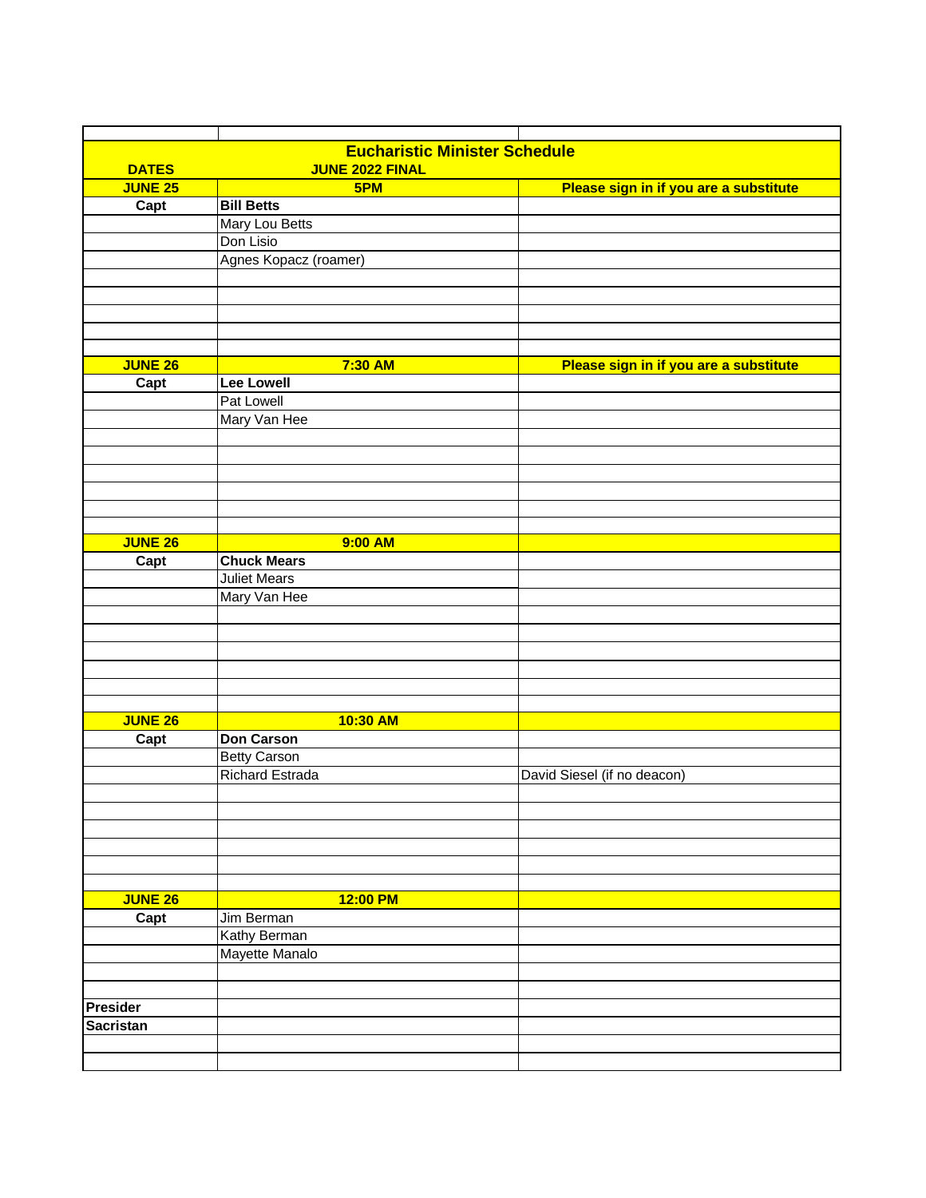| | | |
|---|---|---|
| | | |
| **DATES** | **Eucharistic Minister Schedule**<br>**JUNE 2022 FINAL** | |
| **JUNE 25** | **5PM** | **Please sign in if you are a substitute** |
| **Capt** | **Bill Betts** | |
| | Mary Lou Betts | |
| | Don Lisio | |
| | Agnes Kopacz (roamer) | |
| | | |
| | | |
| | | |
| | | |
| | | |
| **JUNE 26** | **7:30 AM** | **Please sign in if you are a substitute** |
| **Capt** | **Lee Lowell** | |
| | Pat Lowell | |
| | Mary Van Hee | |
| | | |
| | | |
| | | |
| | | |
| | | |
| | | |
| **JUNE 26** | **9:00 AM** | |
| **Capt** | **Chuck Mears** | |
| | Juliet Mears | |
| | Mary Van Hee | |
| | | |
| | | |
| | | |
| | | |
| | | |
| | | |
| **JUNE 26** | **10:30 AM** | |
| **Capt** | **Don Carson** | |
| | Betty Carson | |
| | Richard Estrada | David Siesel (if no deacon) |
| | | |
| | | |
| | | |
| | | |
| | | |
| | | |
| **JUNE 26** | **12:00 PM** | |
| **Capt** | Jim Berman | |
| | Kathy Berman | |
| | Mayette Manalo | |
| | | |
| | | |
| **Presider** | | |
| **Sacristan** | | |
| | | |
| | | |